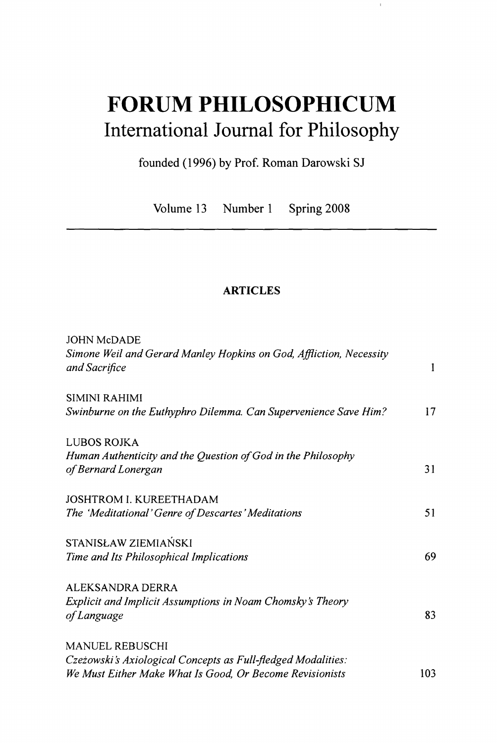# FORUM PHILOSOPHICUM

## International Journal for Philosophy

founded (1996) by Prof. Roman Darowski SJ

Volume 13 Number 1 Spring 2008

---

### ARTICLES

JOHN McDADE
*Simone Weil and Gerard Manley Hopkins on God, Affliction, Necessity and Sacrifice* 1

SIMINI RAHIMI
*Swinburne on the Euthyphro Dilemma. Can Supervenience Save Him?* 17

LUBOS ROJKA
*Human Authenticity and the Question of God in the Philosophy of Bernard Lonergan* 31

JOSHTROM I. KUREETHADAM
*The 'Meditational' Genre of Descartes' Meditations* 51

STANISŁAW ZIEMIAŃSKI
*Time and Its Philosophical Implications* 69

ALEKSANDRA DERRA
*Explicit and Implicit Assumptions in Noam Chomsky's Theory of Language* 83

MANUEL REBUSCHI
*Czeżowski's Axiological Concepts as Full-fledged Modalities: We Must Either Make What Is Good, Or Become Revisionists* 103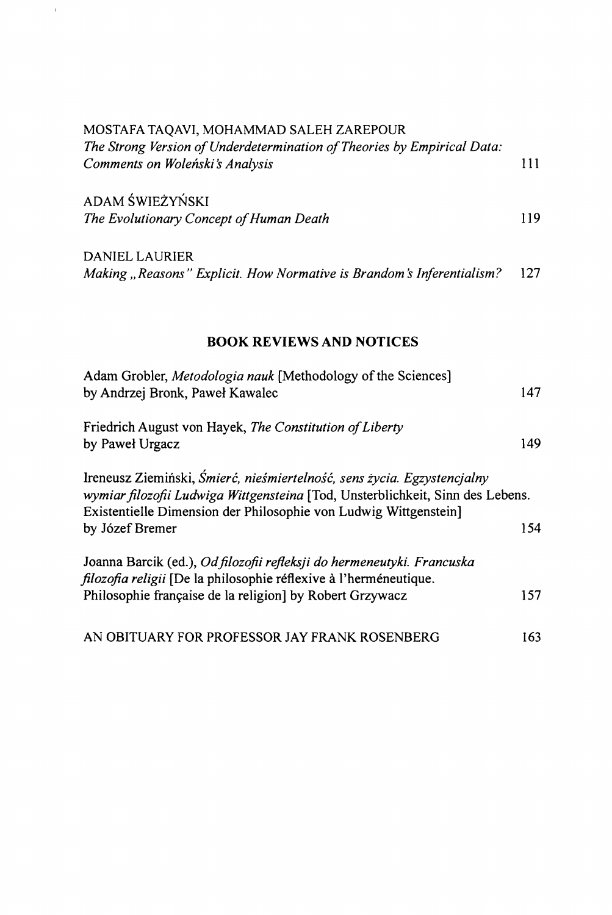MOSTAFA TAQAVI, MOHAMMAD SALEH ZAREPOUR
*The Strong Version of Underdetermination of Theories by Empirical Data: Comments on Woleński's Analysis* 111

ADAM ŚWIEŻYŃSKI
*The Evolutionary Concept of Human Death* 119

DANIEL LAURIER
*Making „Reasons" Explicit. How Normative is Brandom's Inferentialism?* 127

## BOOK REVIEWS AND NOTICES

Adam Grobler, *Metodologia nauk* [Methodology of the Sciences]
by Andrzej Bronk, Paweł Kawalec 147

Friedrich August von Hayek, *The Constitution of Liberty*
by Paweł Urgacz 149

Ireneusz Ziemiński, *Śmierć, nieśmiertelność, sens życia. Egzystencjalny wymiar filozofii Ludwiga Wittgensteina* [Tod, Unsterblichkeit, Sinn des Lebens. Existentielle Dimension der Philosophie von Ludwig Wittgenstein]
by Józef Bremer 154

Joanna Barcik (ed.), *Od filozofii refleksji do hermeneutyki. Francuska filozofia religii* [De la philosophie réflexive à l'herméneutique. Philosophie française de la religion] by Robert Grzywacz 157

AN OBITUARY FOR PROFESSOR JAY FRANK ROSENBERG 163